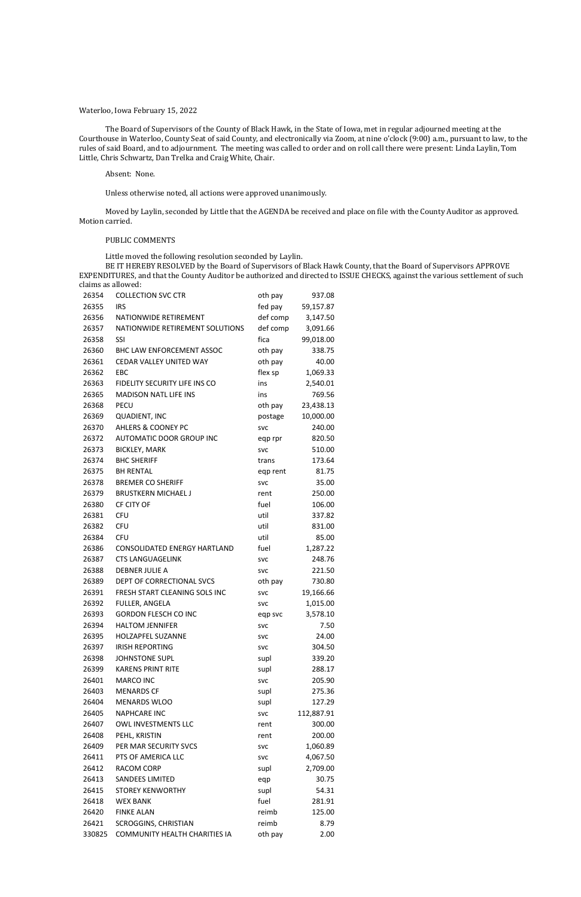Waterloo, Iowa February 15, 2022

The Board of Supervisors of the County of Black Hawk, in the State of Iowa, met in regular adjourned meeting at the Courthouse in Waterloo, County Seat of said County, and electronically via Zoom, at nine o'clock (9:00) a.m., pursuant to law, to the rules of said Board, and to adjournment. The meeting was called to order and on roll call there were present: Linda Laylin, Tom Little, Chris Schwartz, Dan Trelka and Craig White, Chair.

Absent: None.

Unless otherwise noted, all actions were approved unanimously.

Moved by Laylin, seconded by Little that the AGENDA be received and place on file with the County Auditor as approved. Motion carried.

PUBLIC COMMENTS

Little moved the following resolution seconded by Laylin.

BE IT HEREBY RESOLVED by the Board of Supervisors of Black Hawk County, that the Board of Supervisors APPROVE EXPENDITURES, and that the County Auditor be authorized and directed to ISSUE CHECKS, against the various settlement of such claims as allowed:

| | | | |
|---|---|---|---|
| 26354 | COLLECTION SVC CTR | oth pay | 937.08 |
| 26355 | IRS | fed pay | 59,157.87 |
| 26356 | NATIONWIDE RETIREMENT | def comp | 3,147.50 |
| 26357 | NATIONWIDE RETIREMENT SOLUTIONS | def comp | 3,091.66 |
| 26358 | SSI | fica | 99,018.00 |
| 26360 | BHC LAW ENFORCEMENT ASSOC | oth pay | 338.75 |
| 26361 | CEDAR VALLEY UNITED WAY | oth pay | 40.00 |
| 26362 | EBC | flex sp | 1,069.33 |
| 26363 | FIDELITY SECURITY LIFE INS CO | ins | 2,540.01 |
| 26365 | MADISON NATL LIFE INS | ins | 769.56 |
| 26368 | PECU | oth pay | 23,438.13 |
| 26369 | QUADIENT, INC | postage | 10,000.00 |
| 26370 | AHLERS & COONEY PC | svc | 240.00 |
| 26372 | AUTOMATIC DOOR GROUP INC | eqp rpr | 820.50 |
| 26373 | BICKLEY, MARK | svc | 510.00 |
| 26374 | BHC SHERIFF | trans | 173.64 |
| 26375 | BH RENTAL | eqp rent | 81.75 |
| 26378 | BREMER CO SHERIFF | svc | 35.00 |
| 26379 | BRUSTKERN MICHAEL J | rent | 250.00 |
| 26380 | CF CITY OF | fuel | 106.00 |
| 26381 | CFU | util | 337.82 |
| 26382 | CFU | util | 831.00 |
| 26384 | CFU | util | 85.00 |
| 26386 | CONSOLIDATED ENERGY HARTLAND | fuel | 1,287.22 |
| 26387 | CTS LANGUAGELINK | svc | 248.76 |
| 26388 | DEBNER JULIE A | svc | 221.50 |
| 26389 | DEPT OF CORRECTIONAL SVCS | oth pay | 730.80 |
| 26391 | FRESH START CLEANING SOLS INC | svc | 19,166.66 |
| 26392 | FULLER, ANGELA | svc | 1,015.00 |
| 26393 | GORDON FLESCH CO INC | eqp svc | 3,578.10 |
| 26394 | HALTOM JENNIFER | svc | 7.50 |
| 26395 | HOLZAPFEL SUZANNE | svc | 24.00 |
| 26397 | IRISH REPORTING | svc | 304.50 |
| 26398 | JOHNSTONE SUPL | supl | 339.20 |
| 26399 | KARENS PRINT RITE | supl | 288.17 |
| 26401 | MARCO INC | svc | 205.90 |
| 26403 | MENARDS CF | supl | 275.36 |
| 26404 | MENARDS WLOO | supl | 127.29 |
| 26405 | NAPHCARE INC | svc | 112,887.91 |
| 26407 | OWL INVESTMENTS LLC | rent | 300.00 |
| 26408 | PEHL, KRISTIN | rent | 200.00 |
| 26409 | PER MAR SECURITY SVCS | svc | 1,060.89 |
| 26411 | PTS OF AMERICA LLC | svc | 4,067.50 |
| 26412 | RACOM CORP | supl | 2,709.00 |
| 26413 | SANDEES LIMITED | eqp | 30.75 |
| 26415 | STOREY KENWORTHY | supl | 54.31 |
| 26418 | WEX BANK | fuel | 281.91 |
| 26420 | FINKE ALAN | reimb | 125.00 |
| 26421 | SCROGGINS, CHRISTIAN | reimb | 8.79 |
| 330825 | COMMUNITY HEALTH CHARITIES IA | oth pay | 2.00 |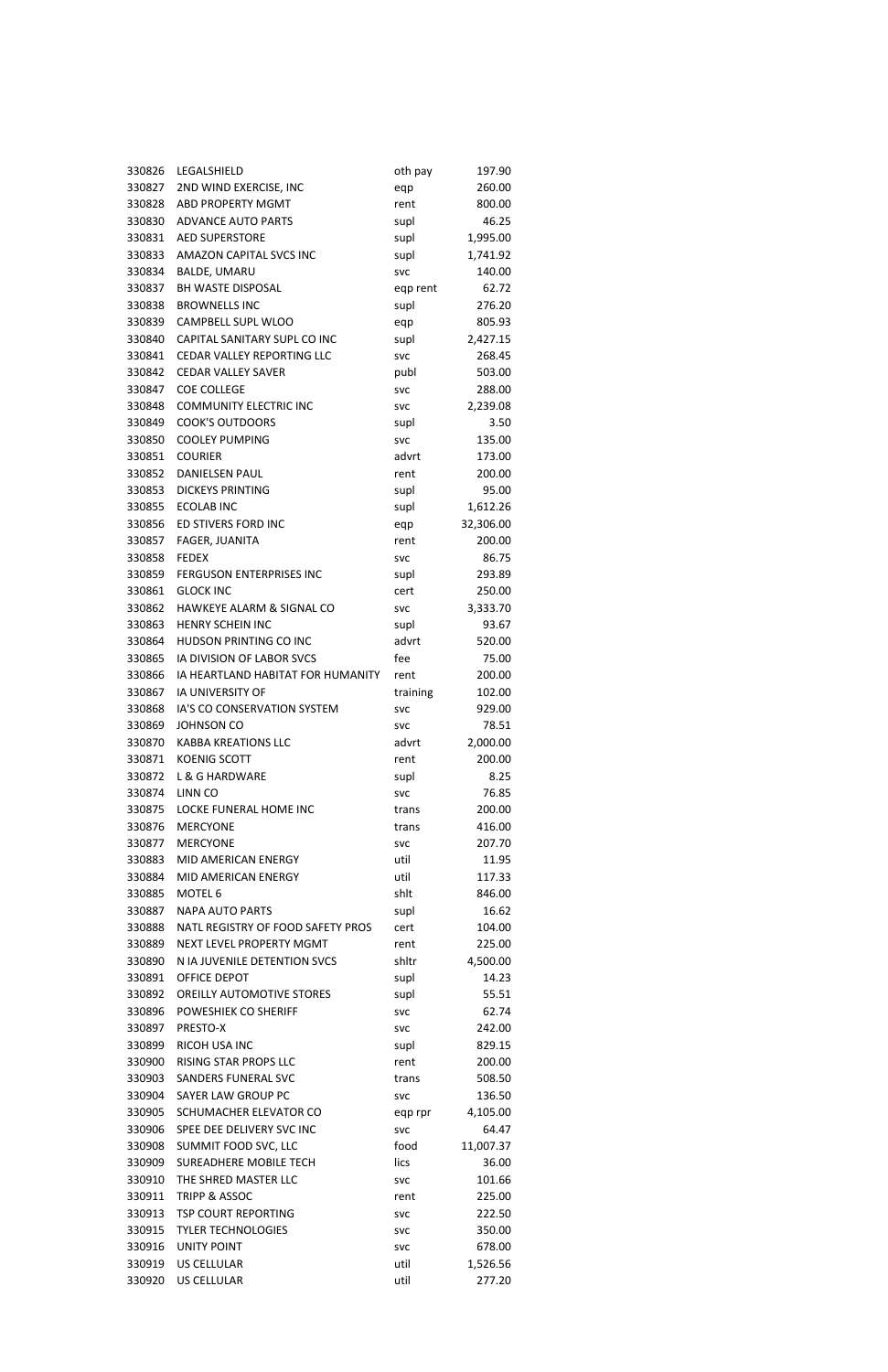| | | | |
|---|---|---|---|
| 330826 | LEGALSHIELD | oth pay | 197.90 |
| 330827 | 2ND WIND EXERCISE, INC | eqp | 260.00 |
| 330828 | ABD PROPERTY MGMT | rent | 800.00 |
| 330830 | ADVANCE AUTO PARTS | supl | 46.25 |
| 330831 | AED SUPERSTORE | supl | 1,995.00 |
| 330833 | AMAZON CAPITAL SVCS INC | supl | 1,741.92 |
| 330834 | BALDE, UMARU | svc | 140.00 |
| 330837 | BH WASTE DISPOSAL | eqp rent | 62.72 |
| 330838 | BROWNELLS INC | supl | 276.20 |
| 330839 | CAMPBELL SUPL WLOO | eqp | 805.93 |
| 330840 | CAPITAL SANITARY SUPL CO INC | supl | 2,427.15 |
| 330841 | CEDAR VALLEY REPORTING LLC | svc | 268.45 |
| 330842 | CEDAR VALLEY SAVER | publ | 503.00 |
| 330847 | COE COLLEGE | svc | 288.00 |
| 330848 | COMMUNITY ELECTRIC INC | svc | 2,239.08 |
| 330849 | COOK'S OUTDOORS | supl | 3.50 |
| 330850 | COOLEY PUMPING | svc | 135.00 |
| 330851 | COURIER | advrt | 173.00 |
| 330852 | DANIELSEN PAUL | rent | 200.00 |
| 330853 | DICKEYS PRINTING | supl | 95.00 |
| 330855 | ECOLAB INC | supl | 1,612.26 |
| 330856 | ED STIVERS FORD INC | eqp | 32,306.00 |
| 330857 | FAGER, JUANITA | rent | 200.00 |
| 330858 | FEDEX | svc | 86.75 |
| 330859 | FERGUSON ENTERPRISES INC | supl | 293.89 |
| 330861 | GLOCK INC | cert | 250.00 |
| 330862 | HAWKEYE ALARM & SIGNAL CO | svc | 3,333.70 |
| 330863 | HENRY SCHEIN INC | supl | 93.67 |
| 330864 | HUDSON PRINTING CO INC | advrt | 520.00 |
| 330865 | IA DIVISION OF LABOR SVCS | fee | 75.00 |
| 330866 | IA HEARTLAND HABITAT FOR HUMANITY | rent | 200.00 |
| 330867 | IA UNIVERSITY OF | training | 102.00 |
| 330868 | IA'S CO CONSERVATION SYSTEM | svc | 929.00 |
| 330869 | JOHNSON CO | svc | 78.51 |
| 330870 | KABBA KREATIONS LLC | advrt | 2,000.00 |
| 330871 | KOENIG SCOTT | rent | 200.00 |
| 330872 | L & G HARDWARE | supl | 8.25 |
| 330874 | LINN CO | svc | 76.85 |
| 330875 | LOCKE FUNERAL HOME INC | trans | 200.00 |
| 330876 | MERCYONE | trans | 416.00 |
| 330877 | MERCYONE | svc | 207.70 |
| 330883 | MID AMERICAN ENERGY | util | 11.95 |
| 330884 | MID AMERICAN ENERGY | util | 117.33 |
| 330885 | MOTEL 6 | shlt | 846.00 |
| 330887 | NAPA AUTO PARTS | supl | 16.62 |
| 330888 | NATL REGISTRY OF FOOD SAFETY PROS | cert | 104.00 |
| 330889 | NEXT LEVEL PROPERTY MGMT | rent | 225.00 |
| 330890 | N IA JUVENILE DETENTION SVCS | shltr | 4,500.00 |
| 330891 | OFFICE DEPOT | supl | 14.23 |
| 330892 | OREILLY AUTOMOTIVE STORES | supl | 55.51 |
| 330896 | POWESHIEK CO SHERIFF | svc | 62.74 |
| 330897 | PRESTO-X | svc | 242.00 |
| 330899 | RICOH USA INC | supl | 829.15 |
| 330900 | RISING STAR PROPS LLC | rent | 200.00 |
| 330903 | SANDERS FUNERAL SVC | trans | 508.50 |
| 330904 | SAYER LAW GROUP PC | svc | 136.50 |
| 330905 | SCHUMACHER ELEVATOR CO | eqp rpr | 4,105.00 |
| 330906 | SPEE DEE DELIVERY SVC INC | svc | 64.47 |
| 330908 | SUMMIT FOOD SVC, LLC | food | 11,007.37 |
| 330909 | SUREADHERE MOBILE TECH | lics | 36.00 |
| 330910 | THE SHRED MASTER LLC | svc | 101.66 |
| 330911 | TRIPP & ASSOC | rent | 225.00 |
| 330913 | TSP COURT REPORTING | svc | 222.50 |
| 330915 | TYLER TECHNOLOGIES | svc | 350.00 |
| 330916 | UNITY POINT | svc | 678.00 |
| 330919 | US CELLULAR | util | 1,526.56 |
| 330920 | US CELLULAR | util | 277.20 |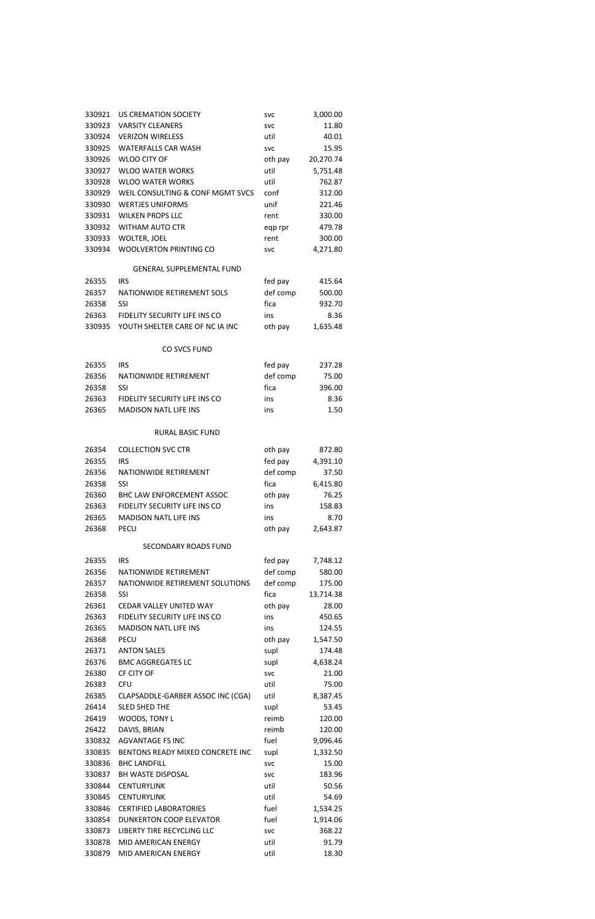| | | | |
|---|---|---|---|
| 330921 | US CREMATION SOCIETY | svc | 3,000.00 |
| 330923 | VARSITY CLEANERS | svc | 11.80 |
| 330924 | VERIZON WIRELESS | util | 40.01 |
| 330925 | WATERFALLS CAR WASH | svc | 15.95 |
| 330926 | WLOO CITY OF | oth pay | 20,270.74 |
| 330927 | WLOO WATER WORKS | util | 5,751.48 |
| 330928 | WLOO WATER WORKS | util | 762.87 |
| 330929 | WEIL CONSULTING & CONF MGMT SVCS | conf | 312.00 |
| 330930 | WERTJES UNIFORMS | unif | 221.46 |
| 330931 | WILKEN PROPS LLC | rent | 330.00 |
| 330932 | WITHAM AUTO CTR | eqp rpr | 479.78 |
| 330933 | WOLTER, JOEL | rent | 300.00 |
| 330934 | WOOLVERTON PRINTING CO | svc | 4,271.80 |

GENERAL SUPPLEMENTAL FUND

| | | | |
|---|---|---|---|
| 26355 | IRS | fed pay | 415.64 |
| 26357 | NATIONWIDE RETIREMENT SOLS | def comp | 500.00 |
| 26358 | SSI | fica | 932.70 |
| 26363 | FIDELITY SECURITY LIFE INS CO | ins | 8.36 |
| 330935 | YOUTH SHELTER CARE OF NC IA INC | oth pay | 1,635.48 |

CO SVCS FUND

| | | | |
|---|---|---|---|
| 26355 | IRS | fed pay | 237.28 |
| 26356 | NATIONWIDE RETIREMENT | def comp | 75.00 |
| 26358 | SSI | fica | 396.00 |
| 26363 | FIDELITY SECURITY LIFE INS CO | ins | 8.36 |
| 26365 | MADISON NATL LIFE INS | ins | 1.50 |

RURAL BASIC FUND

| | | | |
|---|---|---|---|
| 26354 | COLLECTION SVC CTR | oth pay | 872.80 |
| 26355 | IRS | fed pay | 4,391.10 |
| 26356 | NATIONWIDE RETIREMENT | def comp | 37.50 |
| 26358 | SSI | fica | 6,415.80 |
| 26360 | BHC LAW ENFORCEMENT ASSOC | oth pay | 76.25 |
| 26363 | FIDELITY SECURITY LIFE INS CO | ins | 158.83 |
| 26365 | MADISON NATL LIFE INS | ins | 8.70 |
| 26368 | PECU | oth pay | 2,643.87 |

SECONDARY ROADS FUND

| | | | |
|---|---|---|---|
| 26355 | IRS | fed pay | 7,748.12 |
| 26356 | NATIONWIDE RETIREMENT | def comp | 580.00 |
| 26357 | NATIONWIDE RETIREMENT SOLUTIONS | def comp | 175.00 |
| 26358 | SSI | fica | 13,714.38 |
| 26361 | CEDAR VALLEY UNITED WAY | oth pay | 28.00 |
| 26363 | FIDELITY SECURITY LIFE INS CO | ins | 450.65 |
| 26365 | MADISON NATL LIFE INS | ins | 124.55 |
| 26368 | PECU | oth pay | 1,547.50 |
| 26371 | ANTON SALES | supl | 174.48 |
| 26376 | BMC AGGREGATES LC | supl | 4,638.24 |
| 26380 | CF CITY OF | svc | 21.00 |
| 26383 | CFU | util | 75.00 |
| 26385 | CLAPSADDLE-GARBER ASSOC INC (CGA) | util | 8,387.45 |
| 26414 | SLED SHED THE | supl | 53.45 |
| 26419 | WOODS, TONY L | reimb | 120.00 |
| 26422 | DAVIS, BRIAN | reimb | 120.00 |
| 330832 | AGVANTAGE FS INC | fuel | 9,096.46 |
| 330835 | BENTONS READY MIXED CONCRETE INC | supl | 1,332.50 |
| 330836 | BHC LANDFILL | svc | 15.00 |
| 330837 | BH WASTE DISPOSAL | svc | 183.96 |
| 330844 | CENTURYLINK | util | 50.56 |
| 330845 | CENTURYLINK | util | 54.69 |
| 330846 | CERTIFIED LABORATORIES | fuel | 1,534.25 |
| 330854 | DUNKERTON COOP ELEVATOR | fuel | 1,914.06 |
| 330873 | LIBERTY TIRE RECYCLING LLC | svc | 368.22 |
| 330878 | MID AMERICAN ENERGY | util | 91.79 |
| 330879 | MID AMERICAN ENERGY | util | 18.30 |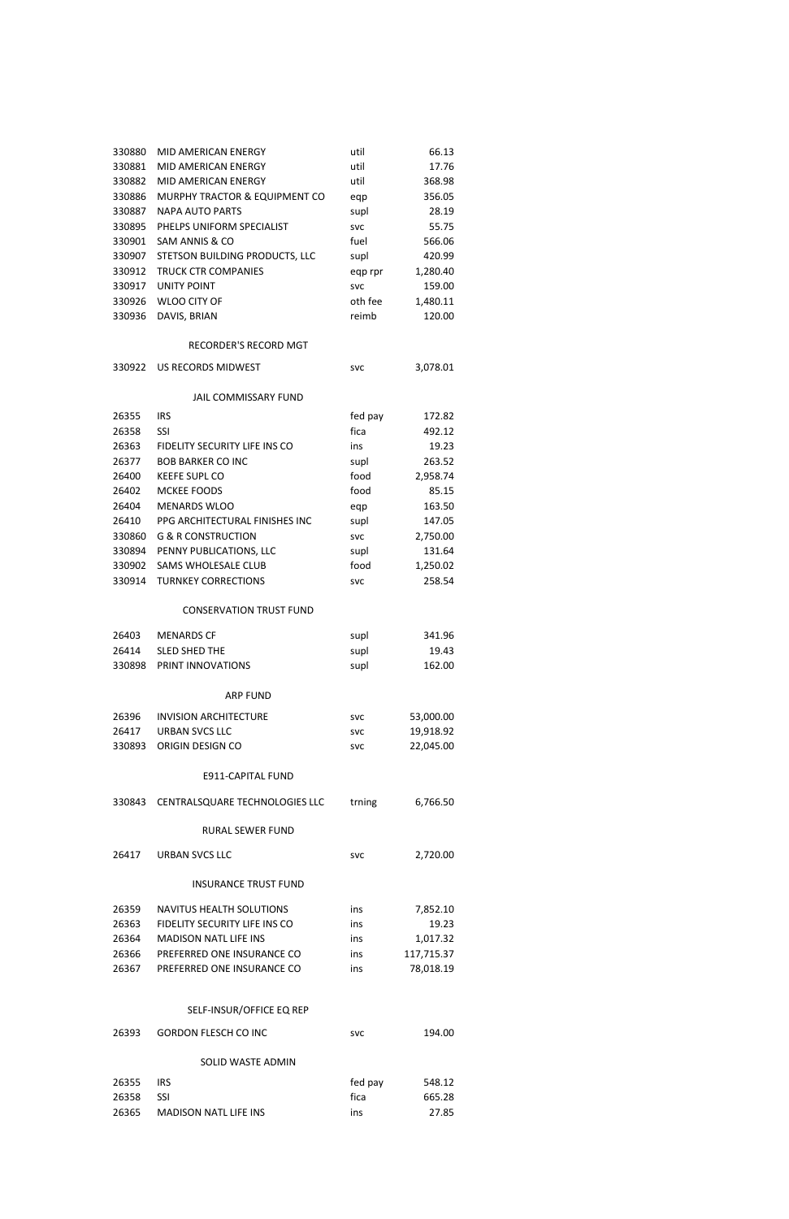| | | | |
|---|---|---|---|
| 330880 | MID AMERICAN ENERGY | util | 66.13 |
| 330881 | MID AMERICAN ENERGY | util | 17.76 |
| 330882 | MID AMERICAN ENERGY | util | 368.98 |
| 330886 | MURPHY TRACTOR & EQUIPMENT CO | eqp | 356.05 |
| 330887 | NAPA AUTO PARTS | supl | 28.19 |
| 330895 | PHELPS UNIFORM SPECIALIST | svc | 55.75 |
| 330901 | SAM ANNIS & CO | fuel | 566.06 |
| 330907 | STETSON BUILDING PRODUCTS, LLC | supl | 420.99 |
| 330912 | TRUCK CTR COMPANIES | eqp rpr | 1,280.40 |
| 330917 | UNITY POINT | svc | 159.00 |
| 330926 | WLOO CITY OF | oth fee | 1,480.11 |
| 330936 | DAVIS, BRIAN | reimb | 120.00 |

RECORDER'S RECORD MGT

| | | | |
|---|---|---|---|
| 330922 | US RECORDS MIDWEST | svc | 3,078.01 |

JAIL COMMISSARY FUND

| | | | |
|---|---|---|---|
| 26355 | IRS | fed pay | 172.82 |
| 26358 | SSI | fica | 492.12 |
| 26363 | FIDELITY SECURITY LIFE INS CO | ins | 19.23 |
| 26377 | BOB BARKER CO INC | supl | 263.52 |
| 26400 | KEEFE SUPL CO | food | 2,958.74 |
| 26402 | MCKEE FOODS | food | 85.15 |
| 26404 | MENARDS WLOO | eqp | 163.50 |
| 26410 | PPG ARCHITECTURAL FINISHES INC | supl | 147.05 |
| 330860 | G & R CONSTRUCTION | svc | 2,750.00 |
| 330894 | PENNY PUBLICATIONS, LLC | supl | 131.64 |
| 330902 | SAMS WHOLESALE CLUB | food | 1,250.02 |
| 330914 | TURNKEY CORRECTIONS | svc | 258.54 |

CONSERVATION TRUST FUND

| | | | |
|---|---|---|---|
| 26403 | MENARDS CF | supl | 341.96 |
| 26414 | SLED SHED THE | supl | 19.43 |
| 330898 | PRINT INNOVATIONS | supl | 162.00 |

ARP FUND

| | | | |
|---|---|---|---|
| 26396 | INVISION ARCHITECTURE | svc | 53,000.00 |
| 26417 | URBAN SVCS LLC | svc | 19,918.92 |
| 330893 | ORIGIN DESIGN CO | svc | 22,045.00 |

E911-CAPITAL FUND

| | | | |
|---|---|---|---|
| 330843 | CENTRALSQUARE TECHNOLOGIES LLC | trning | 6,766.50 |

RURAL SEWER FUND

| | | | |
|---|---|---|---|
| 26417 | URBAN SVCS LLC | svc | 2,720.00 |

INSURANCE TRUST FUND

| | | | |
|---|---|---|---|
| 26359 | NAVITUS HEALTH SOLUTIONS | ins | 7,852.10 |
| 26363 | FIDELITY SECURITY LIFE INS CO | ins | 19.23 |
| 26364 | MADISON NATL LIFE INS | ins | 1,017.32 |
| 26366 | PREFERRED ONE INSURANCE CO | ins | 117,715.37 |
| 26367 | PREFERRED ONE INSURANCE CO | ins | 78,018.19 |

SELF-INSUR/OFFICE EQ REP

| | | | |
|---|---|---|---|
| 26393 | GORDON FLESCH CO INC | svc | 194.00 |

SOLID WASTE ADMIN

| | | | |
|---|---|---|---|
| 26355 | IRS | fed pay | 548.12 |
| 26358 | SSI | fica | 665.28 |
| 26365 | MADISON NATL LIFE INS | ins | 27.85 |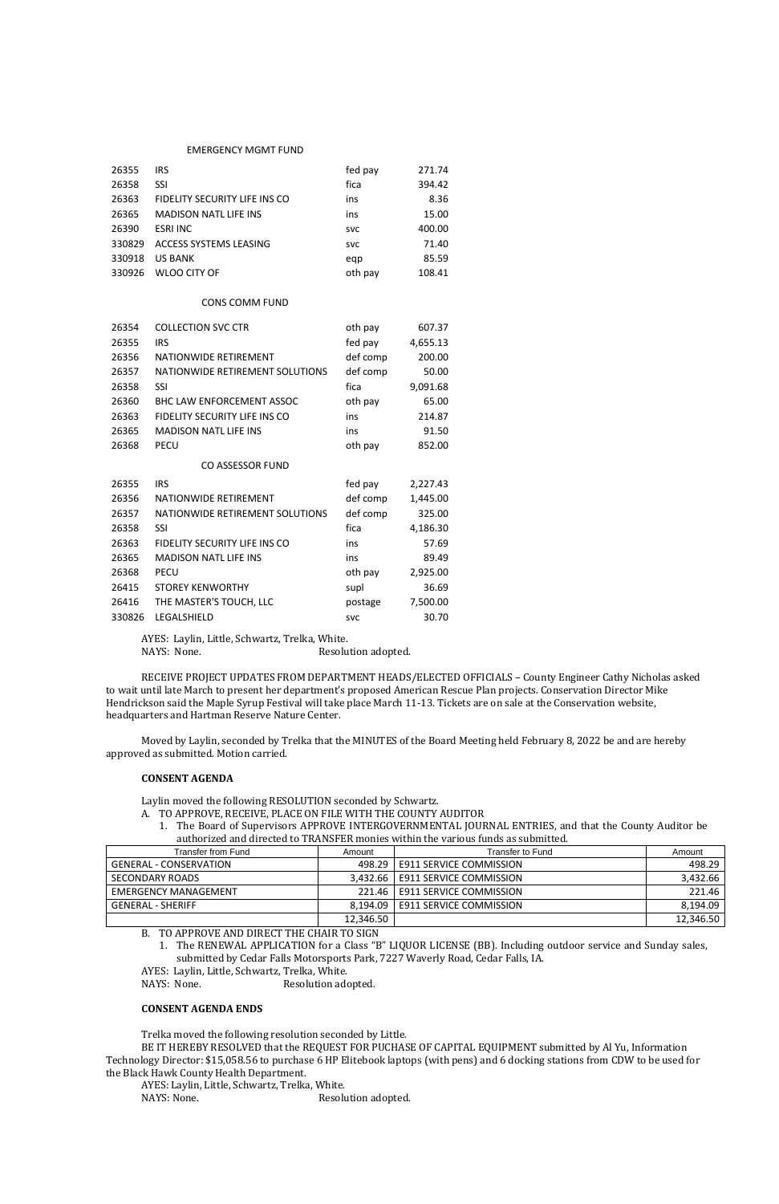EMERGENCY MGMT FUND

| | | | |
|---|---|---|---|
| 26355 | IRS | fed pay | 271.74 |
| 26358 | SSI | fica | 394.42 |
| 26363 | FIDELITY SECURITY LIFE INS CO | ins | 8.36 |
| 26365 | MADISON NATL LIFE INS | ins | 15.00 |
| 26390 | ESRI INC | svc | 400.00 |
| 330829 | ACCESS SYSTEMS LEASING | svc | 71.40 |
| 330918 | US BANK | eqp | 85.59 |
| 330926 | WLOO CITY OF | oth pay | 108.41 |

CONS COMM FUND

| | | | |
|---|---|---|---|
| 26354 | COLLECTION SVC CTR | oth pay | 607.37 |
| 26355 | IRS | fed pay | 4,655.13 |
| 26356 | NATIONWIDE RETIREMENT | def comp | 200.00 |
| 26357 | NATIONWIDE RETIREMENT SOLUTIONS | def comp | 50.00 |
| 26358 | SSI | fica | 9,091.68 |
| 26360 | BHC LAW ENFORCEMENT ASSOC | oth pay | 65.00 |
| 26363 | FIDELITY SECURITY LIFE INS CO | ins | 214.87 |
| 26365 | MADISON NATL LIFE INS | ins | 91.50 |
| 26368 | PECU | oth pay | 852.00 |

CO ASSESSOR FUND

| | | | |
|---|---|---|---|
| 26355 | IRS | fed pay | 2,227.43 |
| 26356 | NATIONWIDE RETIREMENT | def comp | 1,445.00 |
| 26357 | NATIONWIDE RETIREMENT SOLUTIONS | def comp | 325.00 |
| 26358 | SSI | fica | 4,186.30 |
| 26363 | FIDELITY SECURITY LIFE INS CO | ins | 57.69 |
| 26365 | MADISON NATL LIFE INS | ins | 89.49 |
| 26368 | PECU | oth pay | 2,925.00 |
| 26415 | STOREY KENWORTHY | supl | 36.69 |
| 26416 | THE MASTER'S TOUCH, LLC | postage | 7,500.00 |
| 330826 | LEGALSHIELD | svc | 30.70 |

AYES: Laylin, Little, Schwartz, Trelka, White.
NAYS: None. Resolution adopted.

RECEIVE PROJECT UPDATES FROM DEPARTMENT HEADS/ELECTED OFFICIALS – County Engineer Cathy Nicholas asked to wait until late March to present her department's proposed American Rescue Plan projects. Conservation Director Mike Hendrickson said the Maple Syrup Festival will take place March 11-13. Tickets are on sale at the Conservation website, headquarters and Hartman Reserve Nature Center.

Moved by Laylin, seconded by Trelka that the MINUTES of the Board Meeting held February 8, 2022 be and are hereby approved as submitted. Motion carried.

**CONSENT AGENDA**

Laylin moved the following RESOLUTION seconded by Schwartz.

A. TO APPROVE, RECEIVE, PLACE ON FILE WITH THE COUNTY AUDITOR
   1. The Board of Supervisors APPROVE INTERGOVERNMENTAL JOURNAL ENTRIES, and that the County Auditor be authorized and directed to TRANSFER monies within the various funds as submitted.

| Transfer from Fund | Amount | Transfer to Fund | Amount |
|---|---|---|---|
| GENERAL - CONSERVATION | 498.29 | E911 SERVICE COMMISSION | 498.29 |
| SECONDARY ROADS | 3,432.66 | E911 SERVICE COMMISSION | 3,432.66 |
| EMERGENCY MANAGEMENT | 221.46 | E911 SERVICE COMMISSION | 221.46 |
| GENERAL - SHERIFF | 8,194.09 | E911 SERVICE COMMISSION | 8,194.09 |
| | 12,346.50 | | 12,346.50 |

B. TO APPROVE AND DIRECT THE CHAIR TO SIGN
   1. The RENEWAL APPLICATION for a Class "B" LIQUOR LICENSE (BB). Including outdoor service and Sunday sales, submitted by Cedar Falls Motorsports Park, 7227 Waverly Road, Cedar Falls, IA.

AYES: Laylin, Little, Schwartz, Trelka, White.
NAYS: None. Resolution adopted.

**CONSENT AGENDA ENDS**

Trelka moved the following resolution seconded by Little.

BE IT HEREBY RESOLVED that the REQUEST FOR PUCHASE OF CAPITAL EQUIPMENT submitted by Al Yu, Information Technology Director: $15,058.56 to purchase 6 HP Elitebook laptops (with pens) and 6 docking stations from CDW to be used for the Black Hawk County Health Department.

AYES: Laylin, Little, Schwartz, Trelka, White.
NAYS: None. Resolution adopted.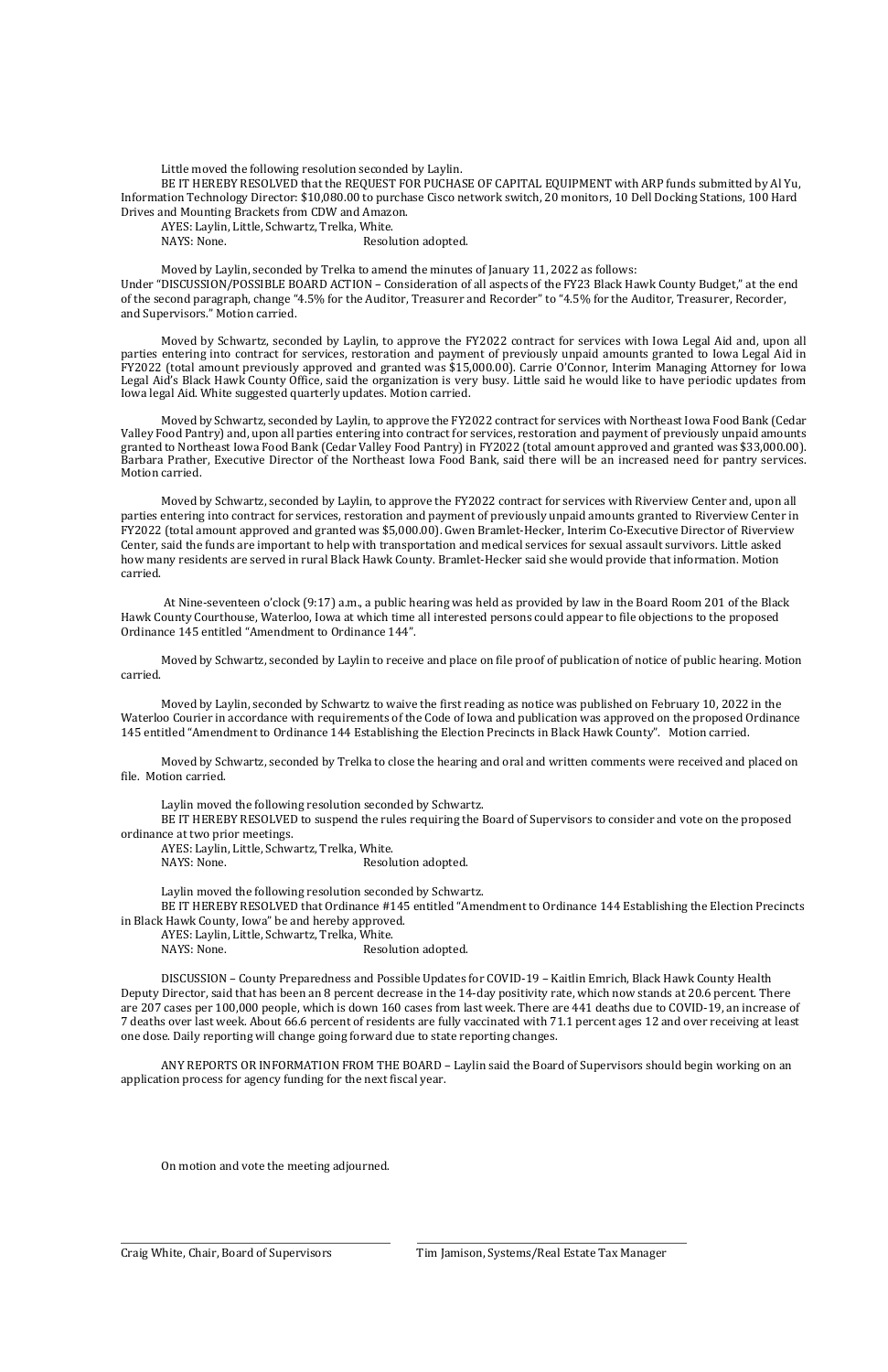Little moved the following resolution seconded by Laylin.

BE IT HEREBY RESOLVED that the REQUEST FOR PUCHASE OF CAPITAL EQUIPMENT with ARP funds submitted by Al Yu, Information Technology Director: $10,080.00 to purchase Cisco network switch, 20 monitors, 10 Dell Docking Stations, 100 Hard Drives and Mounting Brackets from CDW and Amazon.

AYES: Laylin, Little, Schwartz, Trelka, White.
NAYS: None. Resolution adopted.

Moved by Laylin, seconded by Trelka to amend the minutes of January 11, 2022 as follows:
Under "DISCUSSION/POSSIBLE BOARD ACTION – Consideration of all aspects of the FY23 Black Hawk County Budget," at the end of the second paragraph, change "4.5% for the Auditor, Treasurer and Recorder" to "4.5% for the Auditor, Treasurer, Recorder, and Supervisors." Motion carried.

Moved by Schwartz, seconded by Laylin, to approve the FY2022 contract for services with Iowa Legal Aid and, upon all parties entering into contract for services, restoration and payment of previously unpaid amounts granted to Iowa Legal Aid in FY2022 (total amount previously approved and granted was $15,000.00). Carrie O'Connor, Interim Managing Attorney for Iowa Legal Aid's Black Hawk County Office, said the organization is very busy. Little said he would like to have periodic updates from Iowa legal Aid. White suggested quarterly updates. Motion carried.

Moved by Schwartz, seconded by Laylin, to approve the FY2022 contract for services with Northeast Iowa Food Bank (Cedar Valley Food Pantry) and, upon all parties entering into contract for services, restoration and payment of previously unpaid amounts granted to Northeast Iowa Food Bank (Cedar Valley Food Pantry) in FY2022 (total amount approved and granted was $33,000.00). Barbara Prather, Executive Director of the Northeast Iowa Food Bank, said there will be an increased need for pantry services. Motion carried.

Moved by Schwartz, seconded by Laylin, to approve the FY2022 contract for services with Riverview Center and, upon all parties entering into contract for services, restoration and payment of previously unpaid amounts granted to Riverview Center in FY2022 (total amount approved and granted was $5,000.00). Gwen Bramlet-Hecker, Interim Co-Executive Director of Riverview Center, said the funds are important to help with transportation and medical services for sexual assault survivors. Little asked how many residents are served in rural Black Hawk County. Bramlet-Hecker said she would provide that information. Motion carried.

At Nine-seventeen o'clock (9:17) a.m., a public hearing was held as provided by law in the Board Room 201 of the Black Hawk County Courthouse, Waterloo, Iowa at which time all interested persons could appear to file objections to the proposed Ordinance 145 entitled "Amendment to Ordinance 144".

Moved by Schwartz, seconded by Laylin to receive and place on file proof of publication of notice of public hearing. Motion carried.

Moved by Laylin, seconded by Schwartz to waive the first reading as notice was published on February 10, 2022 in the Waterloo Courier in accordance with requirements of the Code of Iowa and publication was approved on the proposed Ordinance 145 entitled "Amendment to Ordinance 144 Establishing the Election Precincts in Black Hawk County". Motion carried.

Moved by Schwartz, seconded by Trelka to close the hearing and oral and written comments were received and placed on file. Motion carried.

Laylin moved the following resolution seconded by Schwartz.

BE IT HEREBY RESOLVED to suspend the rules requiring the Board of Supervisors to consider and vote on the proposed ordinance at two prior meetings.

AYES: Laylin, Little, Schwartz, Trelka, White.
NAYS: None. Resolution adopted.

Laylin moved the following resolution seconded by Schwartz.

BE IT HEREBY RESOLVED that Ordinance #145 entitled "Amendment to Ordinance 144 Establishing the Election Precincts in Black Hawk County, Iowa" be and hereby approved.

AYES: Laylin, Little, Schwartz, Trelka, White.
NAYS: None. Resolution adopted.

DISCUSSION – County Preparedness and Possible Updates for COVID-19 – Kaitlin Emrich, Black Hawk County Health Deputy Director, said that has been an 8 percent decrease in the 14-day positivity rate, which now stands at 20.6 percent. There are 207 cases per 100,000 people, which is down 160 cases from last week. There are 441 deaths due to COVID-19, an increase of 7 deaths over last week. About 66.6 percent of residents are fully vaccinated with 71.1 percent ages 12 and over receiving at least one dose. Daily reporting will change going forward due to state reporting changes.

ANY REPORTS OR INFORMATION FROM THE BOARD – Laylin said the Board of Supervisors should begin working on an application process for agency funding for the next fiscal year.

On motion and vote the meeting adjourned.

Craig White, Chair, Board of Supervisors

Tim Jamison, Systems/Real Estate Tax Manager